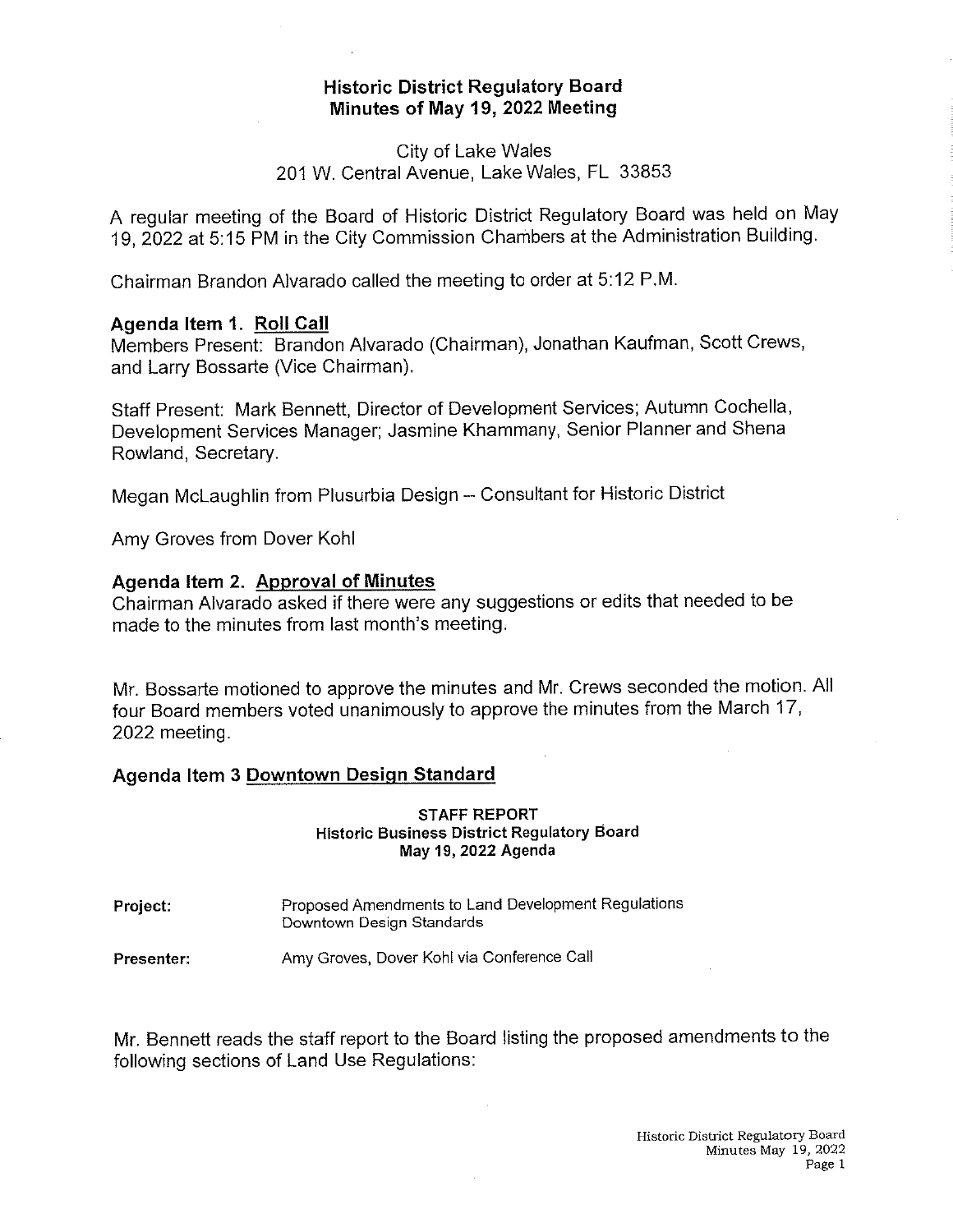# Historic District Regulatory Board
## Minutes of May 19, 2022 Meeting

City of Lake Wales
201 W. Central Avenue, Lake Wales, FL 33853

A regular meeting of the Board of Historic District Regulatory Board was held on May 19, 2022 at 5:15 PM in the City Commission Chambers at the Administration Building.

Chairman Brandon Alvarado called the meeting to order at 5:12 P.M.

### Agenda Item 1. Roll Call

Members Present: Brandon Alvarado (Chairman), Jonathan Kaufman, Scott Crews, and Larry Bossarte (Vice Chairman).

Staff Present: Mark Bennett, Director of Development Services; Autumn Cochella, Development Services Manager; Jasmine Khammany, Senior Planner and Shena Rowland, Secretary.

Megan McLaughlin from Plusurbia Design – Consultant for Historic District

Amy Groves from Dover Kohl

### Agenda Item 2. Approval of Minutes

Chairman Alvarado asked if there were any suggestions or edits that needed to be made to the minutes from last month's meeting.

Mr. Bossarte motioned to approve the minutes and Mr. Crews seconded the motion. All four Board members voted unanimously to approve the minutes from the March 17, 2022 meeting.

### Agenda Item 3 Downtown Design Standard

**STAFF REPORT**
**Historic Business District Regulatory Board**
**May 19, 2022 Agenda**

**Project:** Proposed Amendments to Land Development Regulations Downtown Design Standards

**Presenter:** Amy Groves, Dover Kohl via Conference Call

Mr. Bennett reads the staff report to the Board listing the proposed amendments to the following sections of Land Use Regulations: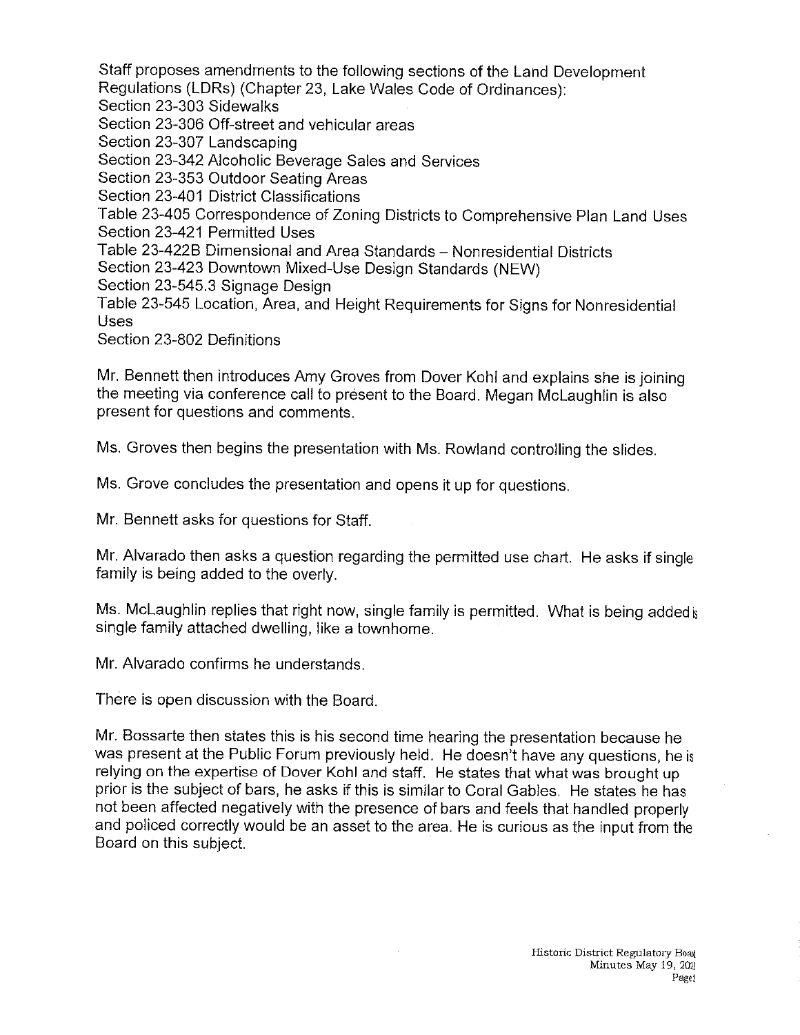Staff proposes amendments to the following sections of the Land Development Regulations (LDRs) (Chapter 23, Lake Wales Code of Ordinances):
Section 23-303 Sidewalks
Section 23-306 Off-street and vehicular areas
Section 23-307 Landscaping
Section 23-342 Alcoholic Beverage Sales and Services
Section 23-353 Outdoor Seating Areas
Section 23-401 District Classifications
Table 23-405 Correspondence of Zoning Districts to Comprehensive Plan Land Uses
Section 23-421 Permitted Uses
Table 23-422B Dimensional and Area Standards – Nonresidential Districts
Section 23-423 Downtown Mixed-Use Design Standards (NEW)
Section 23-545.3 Signage Design
Table 23-545 Location, Area, and Height Requirements for Signs for Nonresidential Uses
Section 23-802 Definitions

Mr. Bennett then introduces Amy Groves from Dover Kohl and explains she is joining the meeting via conference call to present to the Board. Megan McLaughlin is also present for questions and comments.

Ms. Groves then begins the presentation with Ms. Rowland controlling the slides.

Ms. Grove concludes the presentation and opens it up for questions.

Mr. Bennett asks for questions for Staff.

Mr. Alvarado then asks a question regarding the permitted use chart. He asks if single family is being added to the overly.

Ms. McLaughlin replies that right now, single family is permitted. What is being added is single family attached dwelling, like a townhome.

Mr. Alvarado confirms he understands.

There is open discussion with the Board.

Mr. Bossarte then states this is his second time hearing the presentation because he was present at the Public Forum previously held. He doesn't have any questions, he is relying on the expertise of Dover Kohl and staff. He states that what was brought up prior is the subject of bars, he asks if this is similar to Coral Gables. He states he has not been affected negatively with the presence of bars and feels that handled properly and policed correctly would be an asset to the area. He is curious as the input from the Board on this subject.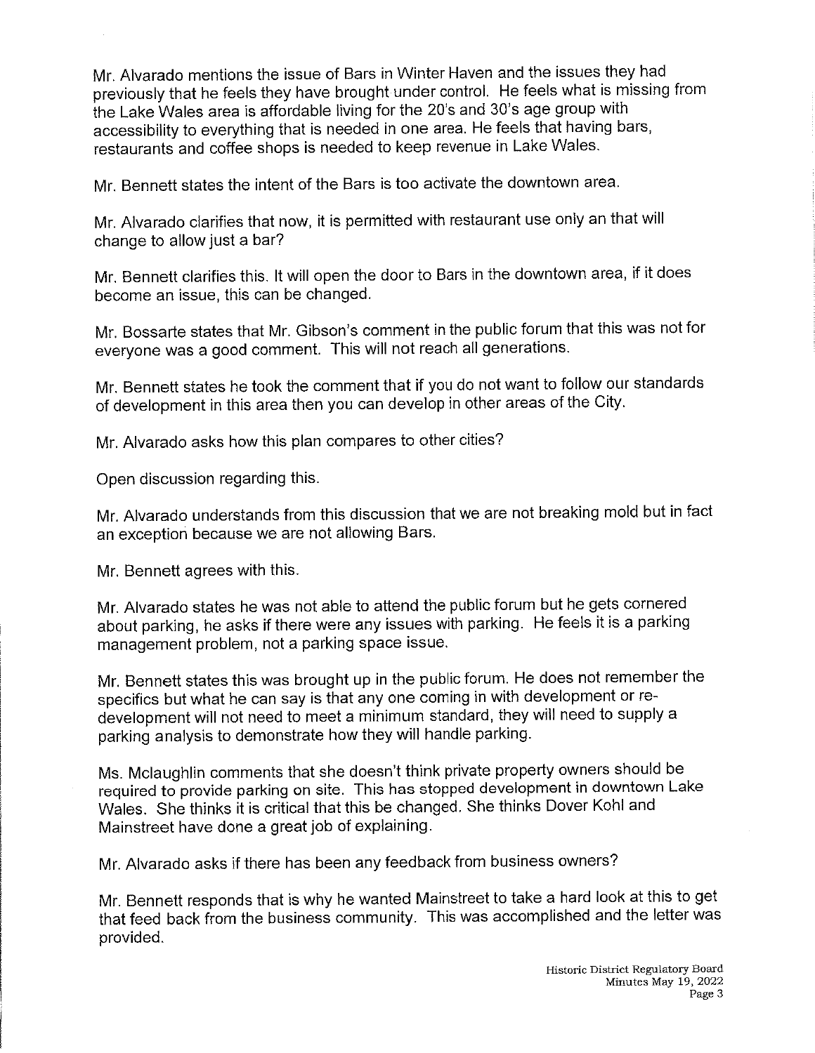Mr. Alvarado mentions the issue of Bars in Winter Haven and the issues they had previously that he feels they have brought under control. He feels what is missing from the Lake Wales area is affordable living for the 20's and 30's age group with accessibility to everything that is needed in one area. He feels that having bars, restaurants and coffee shops is needed to keep revenue in Lake Wales.

Mr. Bennett states the intent of the Bars is too activate the downtown area.

Mr. Alvarado clarifies that now, it is permitted with restaurant use only an that will change to allow just a bar?

Mr. Bennett clarifies this. It will open the door to Bars in the downtown area, if it does become an issue, this can be changed.

Mr. Bossarte states that Mr. Gibson's comment in the public forum that this was not for everyone was a good comment. This will not reach all generations.

Mr. Bennett states he took the comment that if you do not want to follow our standards of development in this area then you can develop in other areas of the City.

Mr. Alvarado asks how this plan compares to other cities?

Open discussion regarding this.

Mr. Alvarado understands from this discussion that we are not breaking mold but in fact an exception because we are not allowing Bars.

Mr. Bennett agrees with this.

Mr. Alvarado states he was not able to attend the public forum but he gets cornered about parking, he asks if there were any issues with parking. He feels it is a parking management problem, not a parking space issue.

Mr. Bennett states this was brought up in the public forum. He does not remember the specifics but what he can say is that any one coming in with development or re-development will not need to meet a minimum standard, they will need to supply a parking analysis to demonstrate how they will handle parking.

Ms. Mclaughlin comments that she doesn't think private property owners should be required to provide parking on site. This has stopped development in downtown Lake Wales. She thinks it is critical that this be changed. She thinks Dover Kohl and Mainstreet have done a great job of explaining.

Mr. Alvarado asks if there has been any feedback from business owners?

Mr. Bennett responds that is why he wanted Mainstreet to take a hard look at this to get that feed back from the business community. This was accomplished and the letter was provided.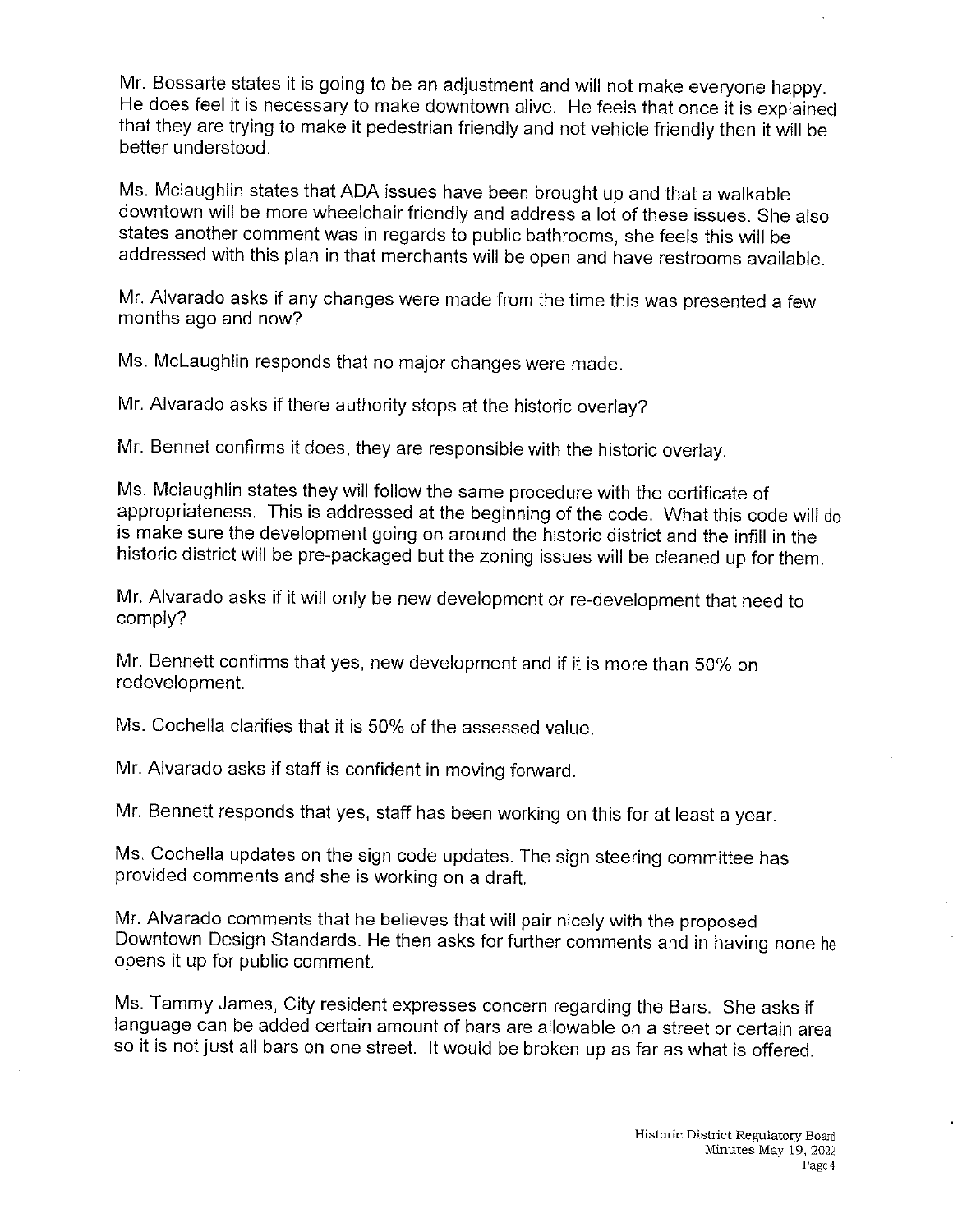Mr. Bossarte states it is going to be an adjustment and will not make everyone happy. He does feel it is necessary to make downtown alive. He feels that once it is explained that they are trying to make it pedestrian friendly and not vehicle friendly then it will be better understood.

Ms. Mclaughlin states that ADA issues have been brought up and that a walkable downtown will be more wheelchair friendly and address a lot of these issues. She also states another comment was in regards to public bathrooms, she feels this will be addressed with this plan in that merchants will be open and have restrooms available.

Mr. Alvarado asks if any changes were made from the time this was presented a few months ago and now?

Ms. McLaughlin responds that no major changes were made.

Mr. Alvarado asks if there authority stops at the historic overlay?

Mr. Bennet confirms it does, they are responsible with the historic overlay.

Ms. Mclaughlin states they will follow the same procedure with the certificate of appropriateness. This is addressed at the beginning of the code. What this code will do is make sure the development going on around the historic district and the infill in the historic district will be pre-packaged but the zoning issues will be cleaned up for them.

Mr. Alvarado asks if it will only be new development or re-development that need to comply?

Mr. Bennett confirms that yes, new development and if it is more than 50% on redevelopment.

Ms. Cochella clarifies that it is 50% of the assessed value.

Mr. Alvarado asks if staff is confident in moving forward.

Mr. Bennett responds that yes, staff has been working on this for at least a year.

Ms. Cochella updates on the sign code updates. The sign steering committee has provided comments and she is working on a draft.

Mr. Alvarado comments that he believes that will pair nicely with the proposed Downtown Design Standards. He then asks for further comments and in having none he opens it up for public comment.

Ms. Tammy James, City resident expresses concern regarding the Bars. She asks if language can be added certain amount of bars are allowable on a street or certain area so it is not just all bars on one street. It would be broken up as far as what is offered.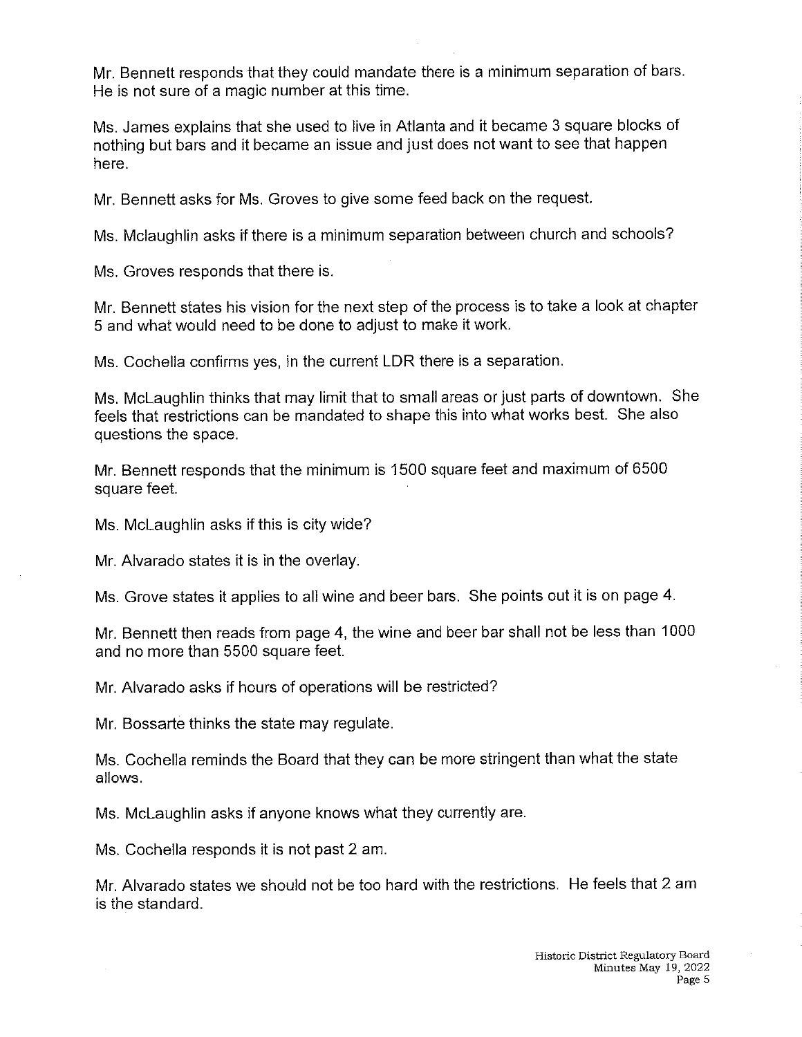Mr. Bennett responds that they could mandate there is a minimum separation of bars. He is not sure of a magic number at this time.

Ms. James explains that she used to live in Atlanta and it became 3 square blocks of nothing but bars and it became an issue and just does not want to see that happen here.

Mr. Bennett asks for Ms. Groves to give some feed back on the request.

Ms. Mclaughlin asks if there is a minimum separation between church and schools?

Ms. Groves responds that there is.

Mr. Bennett states his vision for the next step of the process is to take a look at chapter 5 and what would need to be done to adjust to make it work.

Ms. Cochella confirms yes, in the current LDR there is a separation.

Ms. McLaughlin thinks that may limit that to small areas or just parts of downtown. She feels that restrictions can be mandated to shape this into what works best. She also questions the space.

Mr. Bennett responds that the minimum is 1500 square feet and maximum of 6500 square feet.

Ms. McLaughlin asks if this is city wide?

Mr. Alvarado states it is in the overlay.

Ms. Grove states it applies to all wine and beer bars. She points out it is on page 4.

Mr. Bennett then reads from page 4, the wine and beer bar shall not be less than 1000 and no more than 5500 square feet.

Mr. Alvarado asks if hours of operations will be restricted?

Mr. Bossarte thinks the state may regulate.

Ms. Cochella reminds the Board that they can be more stringent than what the state allows.

Ms. McLaughlin asks if anyone knows what they currently are.

Ms. Cochella responds it is not past 2 am.

Mr. Alvarado states we should not be too hard with the restrictions. He feels that 2 am is the standard.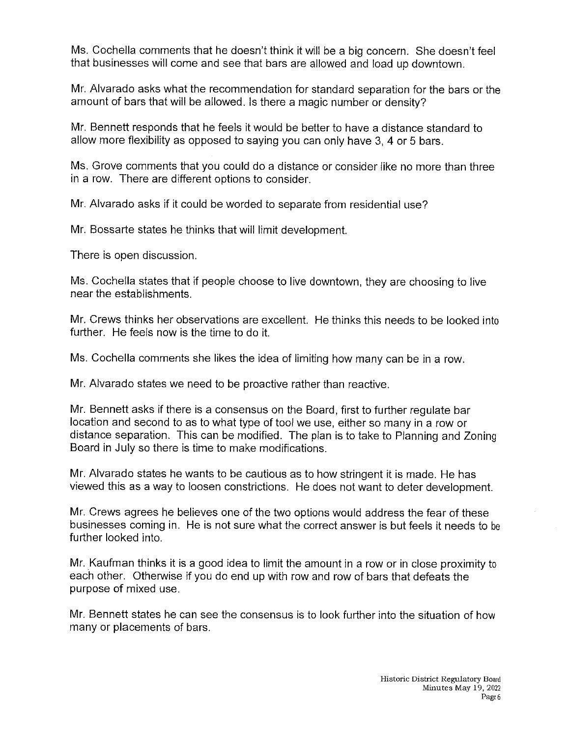Ms. Cochella comments that he doesn't think it will be a big concern. She doesn't feel that businesses will come and see that bars are allowed and load up downtown.

Mr. Alvarado asks what the recommendation for standard separation for the bars or the amount of bars that will be allowed. Is there a magic number or density?

Mr. Bennett responds that he feels it would be better to have a distance standard to allow more flexibility as opposed to saying you can only have 3, 4 or 5 bars.

Ms. Grove comments that you could do a distance or consider like no more than three in a row. There are different options to consider.

Mr. Alvarado asks if it could be worded to separate from residential use?

Mr. Bossarte states he thinks that will limit development.

There is open discussion.

Ms. Cochella states that if people choose to live downtown, they are choosing to live near the establishments.

Mr. Crews thinks her observations are excellent. He thinks this needs to be looked into further. He feels now is the time to do it.

Ms. Cochella comments she likes the idea of limiting how many can be in a row.

Mr. Alvarado states we need to be proactive rather than reactive.

Mr. Bennett asks if there is a consensus on the Board, first to further regulate bar location and second to as to what type of tool we use, either so many in a row or distance separation. This can be modified. The plan is to take to Planning and Zoning Board in July so there is time to make modifications.

Mr. Alvarado states he wants to be cautious as to how stringent it is made. He has viewed this as a way to loosen constrictions. He does not want to deter development.

Mr. Crews agrees he believes one of the two options would address the fear of these businesses coming in. He is not sure what the correct answer is but feels it needs to be further looked into.

Mr. Kaufman thinks it is a good idea to limit the amount in a row or in close proximity to each other. Otherwise if you do end up with row and row of bars that defeats the purpose of mixed use.

Mr. Bennett states he can see the consensus is to look further into the situation of how many or placements of bars.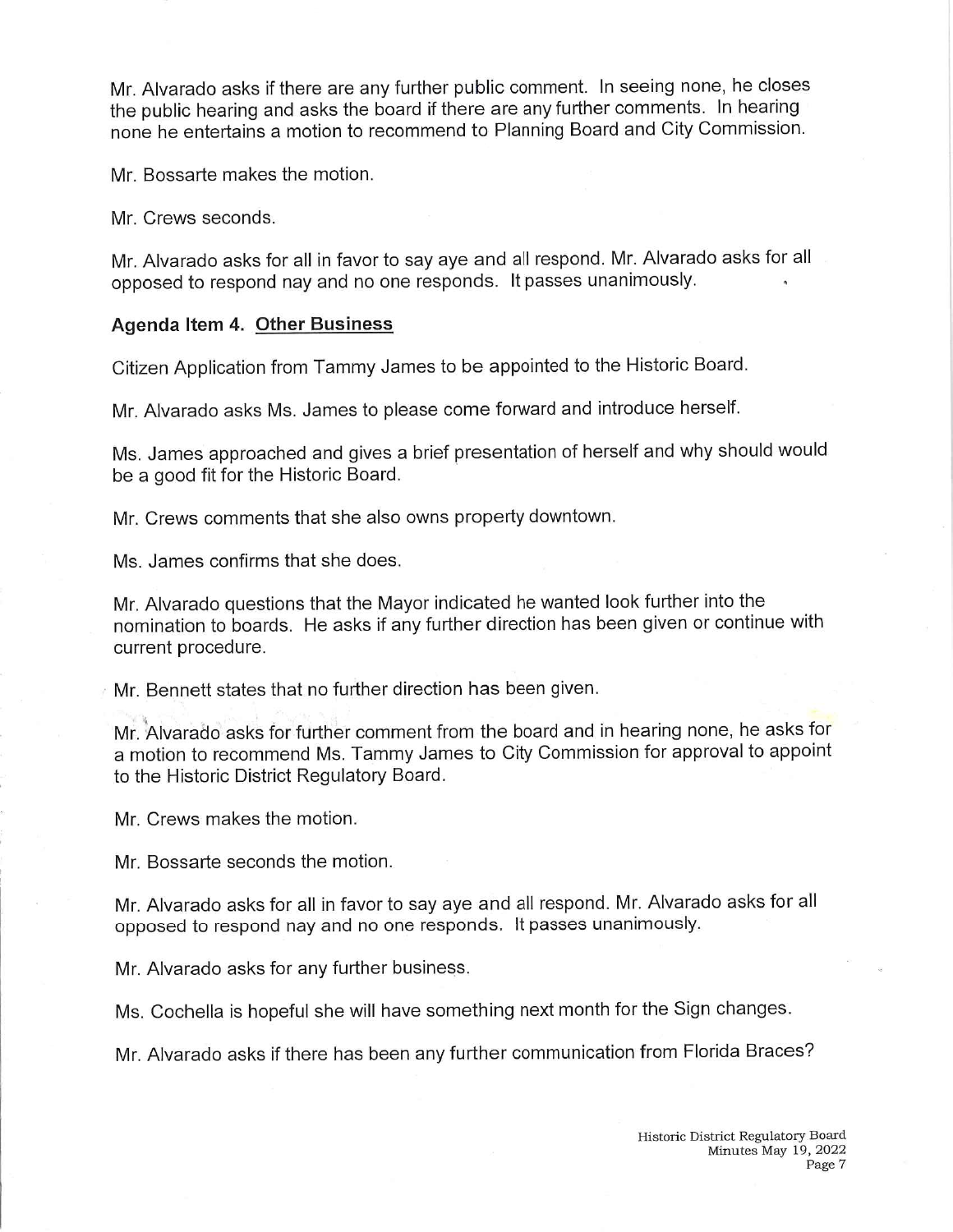Mr. Alvarado asks if there are any further public comment. In seeing none, he closes the public hearing and asks the board if there are any further comments. In hearing none he entertains a motion to recommend to Planning Board and City Commission.

Mr. Bossarte makes the motion.

Mr. Crews seconds.

Mr. Alvarado asks for all in favor to say aye and all respond. Mr. Alvarado asks for all opposed to respond nay and no one responds. It passes unanimously.

**Agenda Item 4. Other Business**

Citizen Application from Tammy James to be appointed to the Historic Board.

Mr. Alvarado asks Ms. James to please come forward and introduce herself.

Ms. James approached and gives a brief presentation of herself and why should would be a good fit for the Historic Board.

Mr. Crews comments that she also owns property downtown.

Ms. James confirms that she does.

Mr. Alvarado questions that the Mayor indicated he wanted look further into the nomination to boards. He asks if any further direction has been given or continue with current procedure.

Mr. Bennett states that no further direction has been given.

Mr. Alvarado asks for further comment from the board and in hearing none, he asks for a motion to recommend Ms. Tammy James to City Commission for approval to appoint to the Historic District Regulatory Board.

Mr. Crews makes the motion.

Mr. Bossarte seconds the motion.

Mr. Alvarado asks for all in favor to say aye and all respond. Mr. Alvarado asks for all opposed to respond nay and no one responds. It passes unanimously.

Mr. Alvarado asks for any further business.

Ms. Cochella is hopeful she will have something next month for the Sign changes.

Mr. Alvarado asks if there has been any further communication from Florida Braces?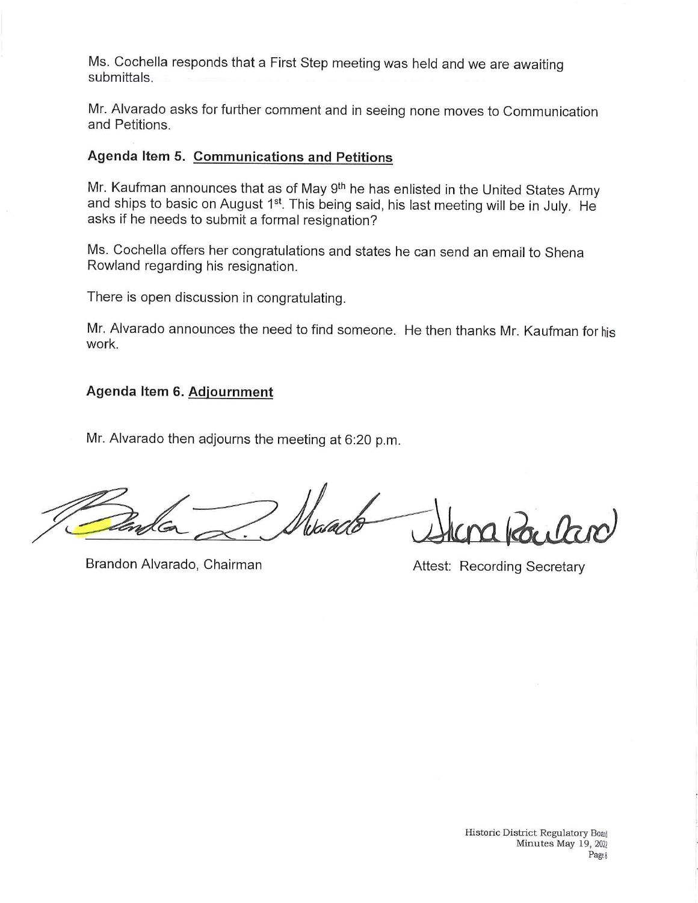Ms. Cochella responds that a First Step meeting was held and we are awaiting submittals.

Mr. Alvarado asks for further comment and in seeing none moves to Communication and Petitions.

### Agenda Item 5. Communications and Petitions

Mr. Kaufman announces that as of May 9th he has enlisted in the United States Army and ships to basic on August 1st. This being said, his last meeting will be in July. He asks if he needs to submit a formal resignation?

Ms. Cochella offers her congratulations and states he can send an email to Shena Rowland regarding his resignation.

There is open discussion in congratulating.

Mr. Alvarado announces the need to find someone. He then thanks Mr. Kaufman for his work.

### Agenda Item 6. Adjournment

Mr. Alvarado then adjourns the meeting at 6:20 p.m.

Brandon Alvarado, Chairman

Attest: Recording Secretary